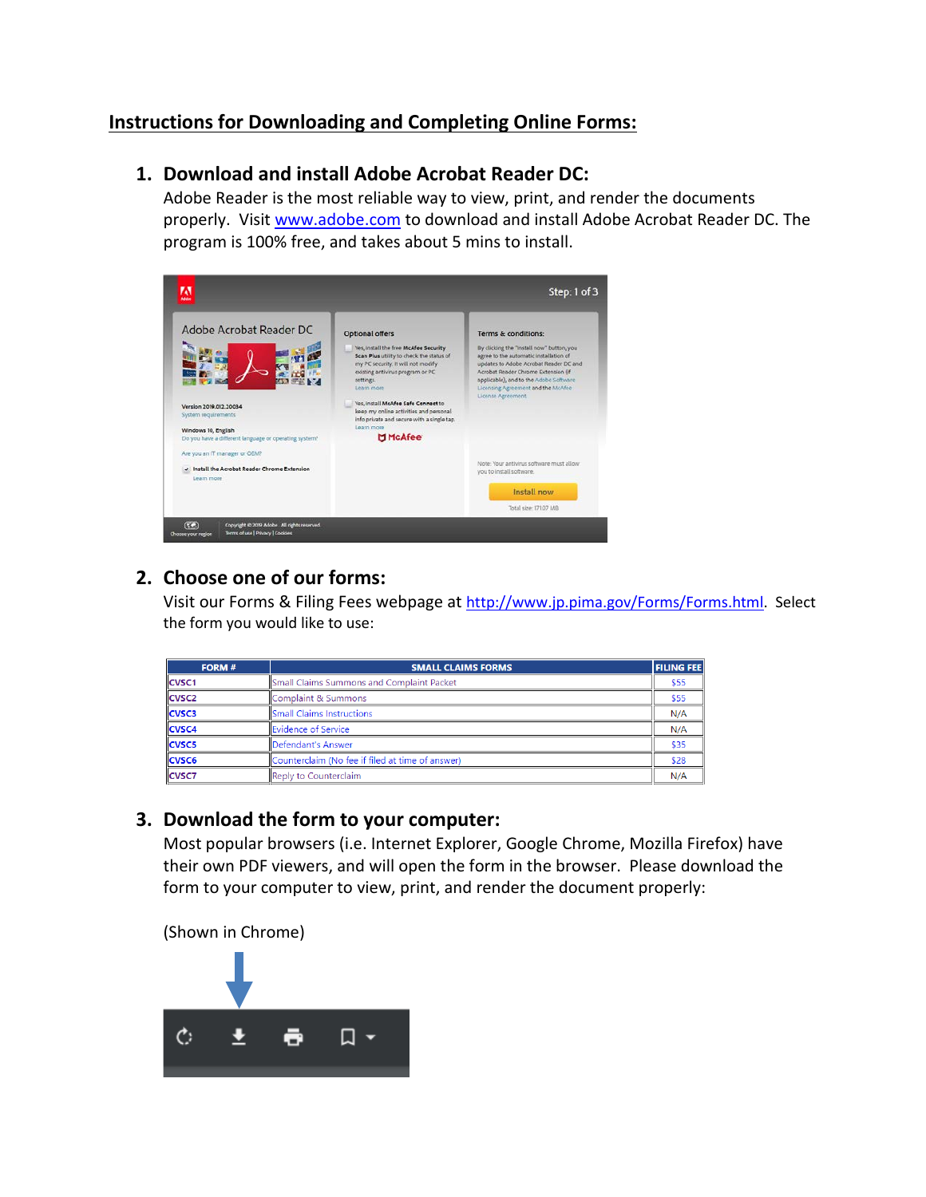# Instructions for Downloading and Completing Online Forms:

## 1. Download and install Adobe Acrobat Reader DC:

Adobe Reader is the most reliable way to view, print, and render the documents properly. Visit www.adobe.com to download and install Adobe Acrobat Reader DC. The program is 100% free, and takes about 5 mins to install.

## 2. Choose one of our forms:

Visit our Forms & Filing Fees webpage at http://www.jp.pima.gov/Forms/Forms.html. Select the form you would like to use:

| FORM # | SMALL CLAIMS FORMS | FILING FEE |
|---|---|---|
| CVSC1 | Small Claims Summons and Complaint Packet | $55 |
| CVSC2 | Complaint & Summons | $55 |
| CVSC3 | Small Claims Instructions | N/A |
| CVSC4 | Evidence of Service | N/A |
| CVSC5 | Defendant's Answer | $35 |
| CVSC6 | Counterclaim (No fee if filed at time of answer) | $28 |
| CVSC7 | Reply to Counterclaim | N/A |

## 3. Download the form to your computer:

Most popular browsers (i.e. Internet Explorer, Google Chrome, Mozilla Firefox) have their own PDF viewers, and will open the form in the browser. Please download the form to your computer to view, print, and render the document properly:

(Shown in Chrome)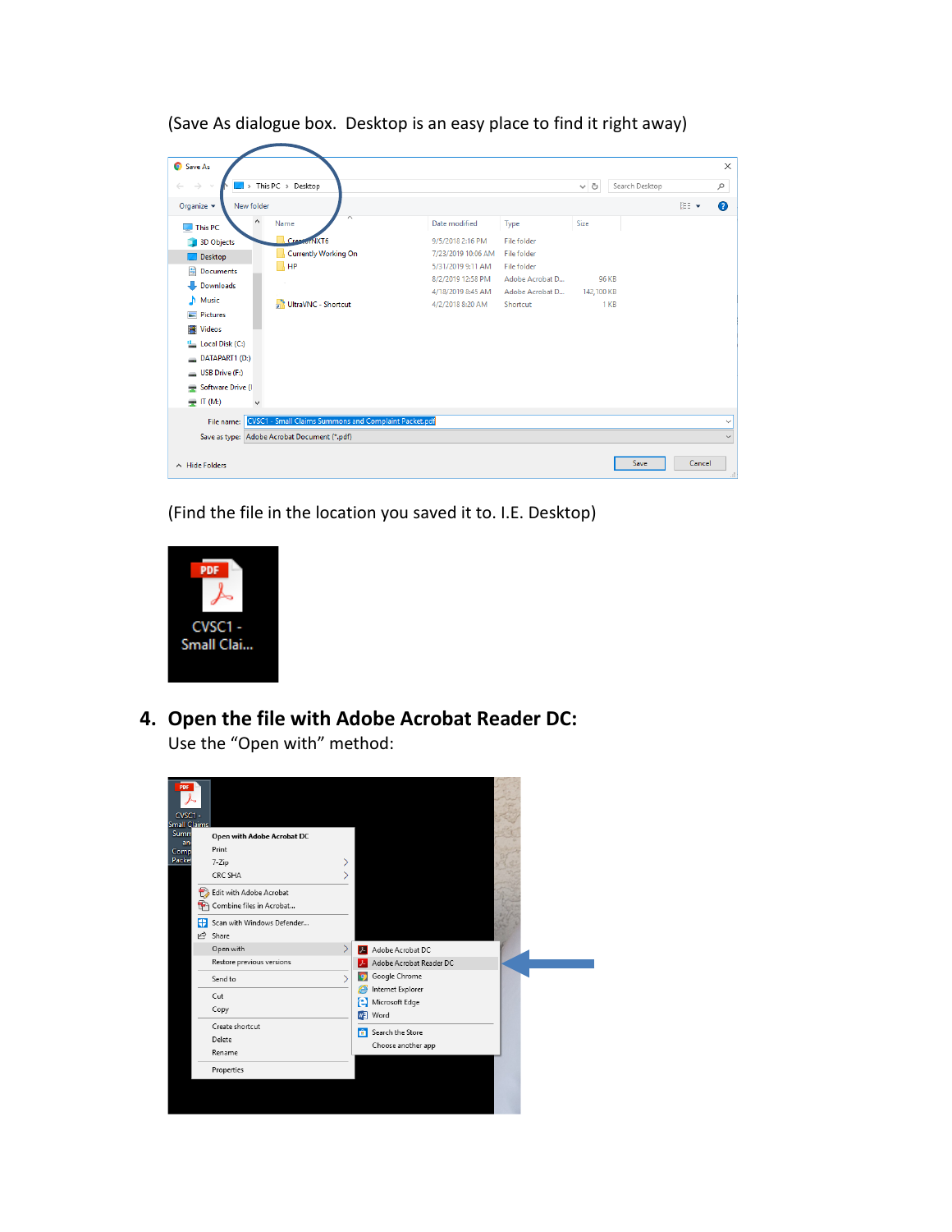(Save As dialogue box.  Desktop is an easy place to find it right away)

(Find the file in the location you saved it to. I.E. Desktop)

## 4. Open the file with Adobe Acrobat Reader DC:

Use the "Open with" method: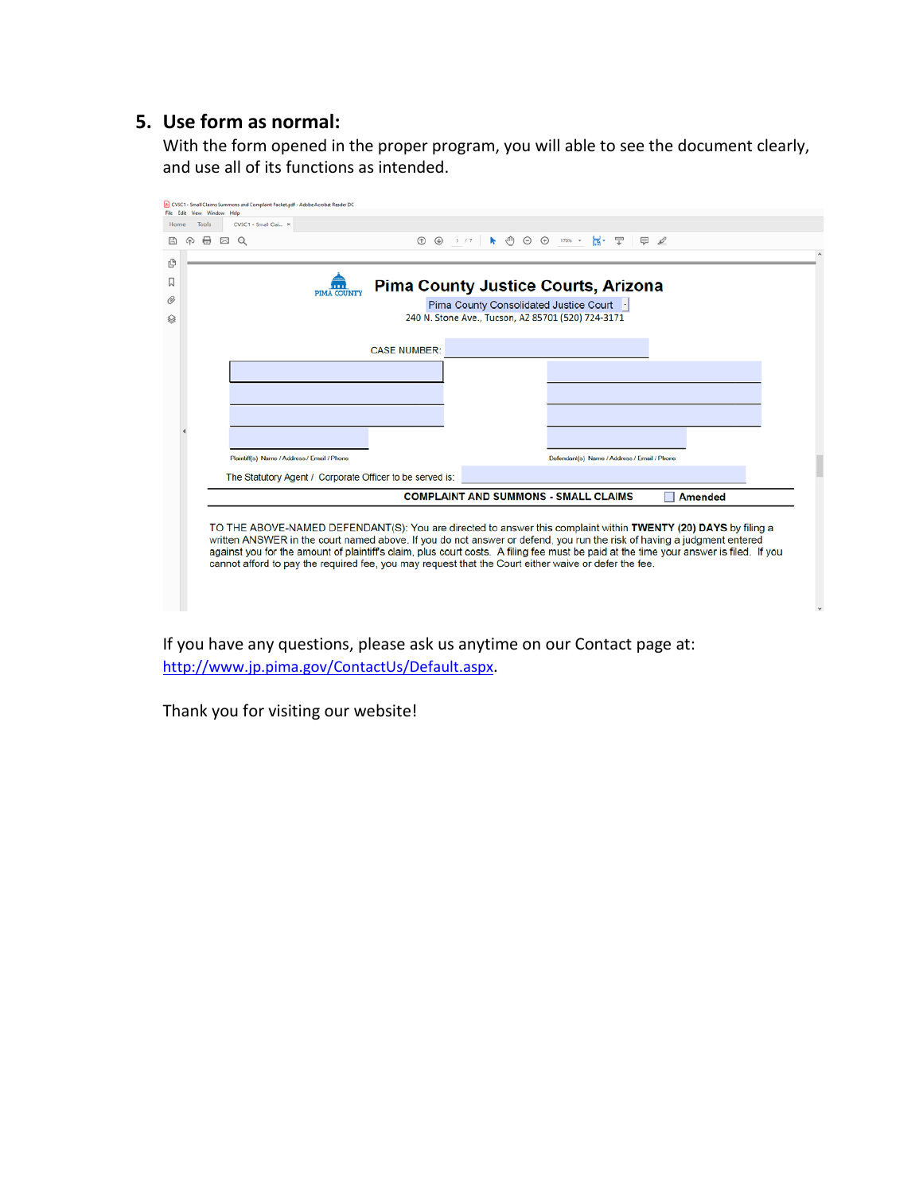## 5. Use form as normal:

With the form opened in the proper program, you will able to see the document clearly, and use all of its functions as intended.

If you have any questions, please ask us anytime on our Contact page at: http://www.jp.pima.gov/ContactUs/Default.aspx.

Thank you for visiting our website!